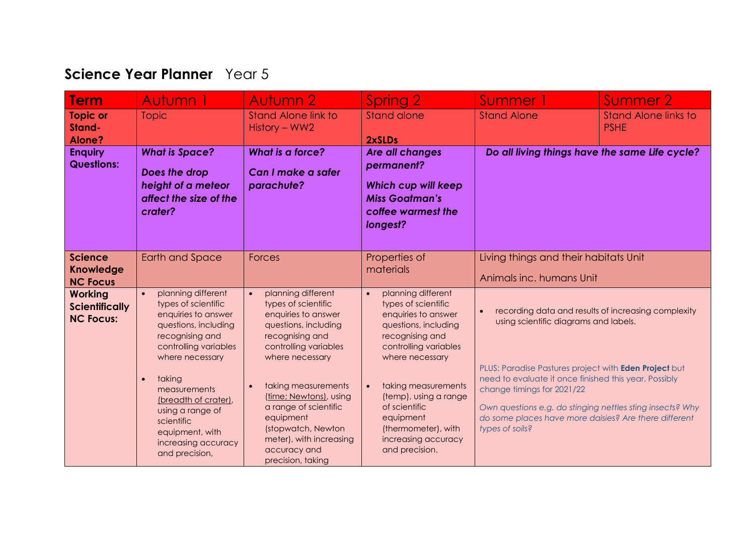# Science Year Planner Year 5

| Term | Autumn 1 | Autumn 2 | Spring 2 | Summer 1 | Summer 2 |
|---|---|---|---|---|---|
| **Topic or Stand-Alone?** | Topic | Stand Alone link to History – WW2 | Stand alone<br><br>**2xSLDs** | Stand Alone | Stand Alone links to PSHE |
| **Enquiry Questions:** | ***What is Space?***<br><br>***Does the drop height of a meteor affect the size of the crater?*** | ***What is a force?***<br><br>***Can I make a safer parachute?*** | ***Are all changes permanent?***<br><br>***Which cup will keep Miss Goatman's coffee warmest the longest?*** | ***Do all living things have the same Life cycle?*** | |
| **Science Knowledge NC Focus** | Earth and Space | Forces | Properties of materials | Living things and their habitats Unit<br><br>Animals inc. humans Unit | |
| **Working Scientifically NC Focus:** | • planning different types of scientific enquiries to answer questions, including recognising and controlling variables where necessary<br><br>• taking measurements (breadth of crater), using a range of scientific equipment, with increasing accuracy and precision, | • planning different types of scientific enquiries to answer questions, including recognising and controlling variables where necessary<br><br>• taking measurements (time; Newtons), using a range of scientific equipment (stopwatch, Newton meter), with increasing accuracy and precision, taking | • planning different types of scientific enquiries to answer questions, including recognising and controlling variables where necessary<br><br>• taking measurements (temp), using a range of scientific equipment (thermometer), with increasing accuracy and precision. | • recording data and results of increasing complexity using scientific diagrams and labels.<br><br>PLUS: Paradise Pastures project with **Eden Project** but need to evaluate it once finished this year. Possibly change timings for 2021/22<br><br>*Own questions e.g. do stinging nettles sting insects? Why do some places have more daisies? Are there different types of soils?* | |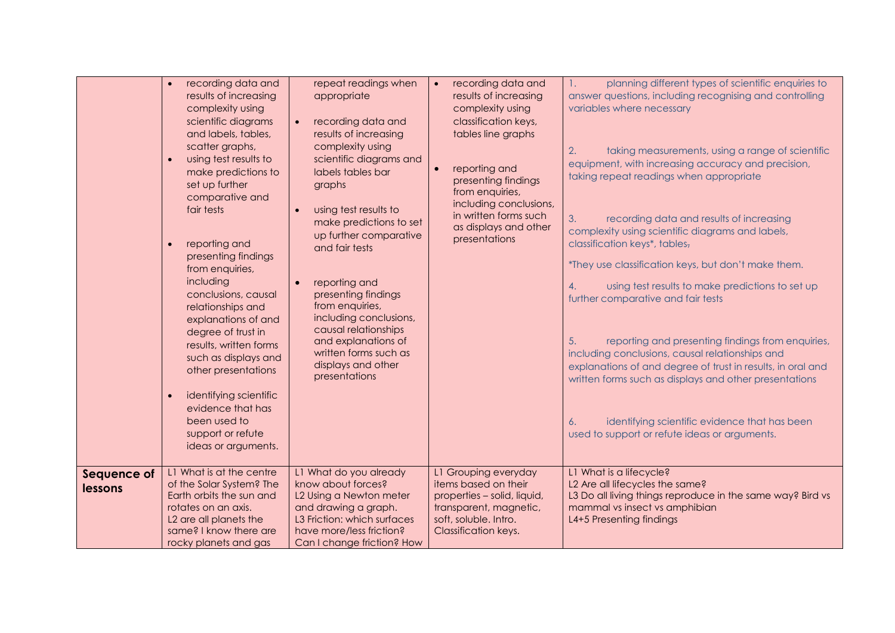| | | | | |
|---|---|---|---|---|
| | • recording data and results of increasing complexity using scientific diagrams and labels, tables, scatter graphs,<br>• using test results to make predictions to set up further comparative and fair tests<br><br>• reporting and presenting findings from enquiries, including conclusions, causal relationships and explanations of and degree of trust in results, written forms such as displays and other presentations<br><br>• identifying scientific evidence that has been used to support or refute ideas or arguments. | repeat readings when appropriate<br><br>• recording data and results of increasing complexity using scientific diagrams and labels tables bar graphs<br><br>• using test results to make predictions to set up further comparative and fair tests<br><br>• reporting and presenting findings from enquiries, including conclusions, causal relationships and explanations of written forms such as displays and other presentations | • recording data and results of increasing complexity using classification keys, tables line graphs<br><br>• reporting and presenting findings from enquiries, including conclusions, in written forms such as displays and other presentations | 1. planning different types of scientific enquiries to answer questions, including recognising and controlling variables where necessary<br><br>2. taking measurements, using a range of scientific equipment, with increasing accuracy and precision, taking repeat readings when appropriate<br><br>3. recording data and results of increasing complexity using scientific diagrams and labels, classification keys*, tables,<br><br>*They use classification keys, but don't make them.<br><br>4. using test results to make predictions to set up further comparative and fair tests<br><br>5. reporting and presenting findings from enquiries, including conclusions, causal relationships and explanations of and degree of trust in results, in oral and written forms such as displays and other presentations<br><br>6. identifying scientific evidence that has been used to support or refute ideas or arguments. |
| **Sequence of lessons** | L1 What is at the centre of the Solar System? The Earth orbits the sun and rotates on an axis.<br>L2 are all planets the same? I know there are rocky planets and gas | L1 What do you already know about forces?<br>L2 Using a Newton meter and drawing a graph.<br>L3 Friction: which surfaces have more/less friction? Can I change friction? How | L1 Grouping everyday items based on their properties – solid, liquid, transparent, magnetic, soft, soluble. Intro. Classification keys. | L1 What is a lifecycle?<br>L2 Are all lifecycles the same?<br>L3 Do all living things reproduce in the same way? Bird vs mammal vs insect vs amphibian<br>L4+5 Presenting findings |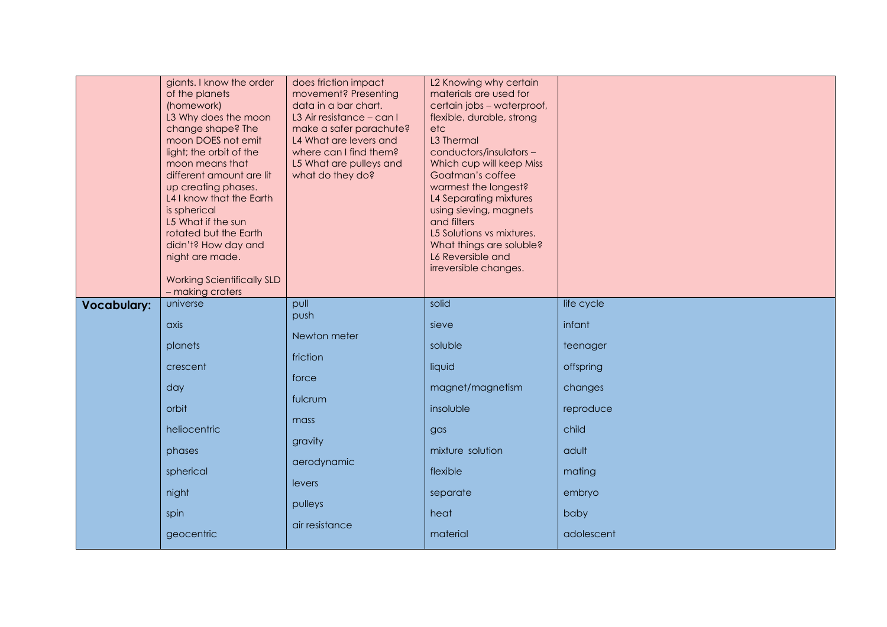|  |  |  |  |  |
|---|---|---|---|---|
|  | giants. I know the order of the planets (homework)<br>L3 Why does the moon change shape? The moon DOES not emit light; the orbit of the moon means that different amount are lit up creating phases.<br>L4 I know that the Earth is spherical<br>L5 What if the sun rotated but the Earth didn't? How day and night are made.<br><br>Working Scientifically SLD – making craters | does friction impact movement? Presenting data in a bar chart.<br>L3 Air resistance – can I make a safer parachute?<br>L4 What are levers and where can I find them?<br>L5 What are pulleys and what do they do? | L2 Knowing why certain materials are used for certain jobs – waterproof, flexible, durable, strong etc<br>L3 Thermal conductors/insulators – Which cup will keep Miss Goatman's coffee warmest the longest?<br>L4 Separating mixtures using sieving, magnets and filters<br>L5 Solutions vs mixtures. What things are soluble?<br>L6 Reversible and irreversible changes. |  |
| **Vocabulary:** | universe<br>axis<br>planets<br>crescent<br>day<br>orbit<br>heliocentric<br>phases<br>spherical<br>night<br>spin<br>geocentric | pull<br>push<br>Newton meter<br>friction<br>force<br>fulcrum<br>mass<br>gravity<br>aerodynamic<br>levers<br>pulleys<br>air resistance | solid<br>sieve<br>soluble<br>liquid<br>magnet/magnetism<br>insoluble<br>gas<br>mixture solution<br>flexible<br>separate<br>heat<br>material | life cycle<br>infant<br>teenager<br>offspring<br>changes<br>reproduce<br>child<br>adult<br>mating<br>embryo<br>baby<br>adolescent |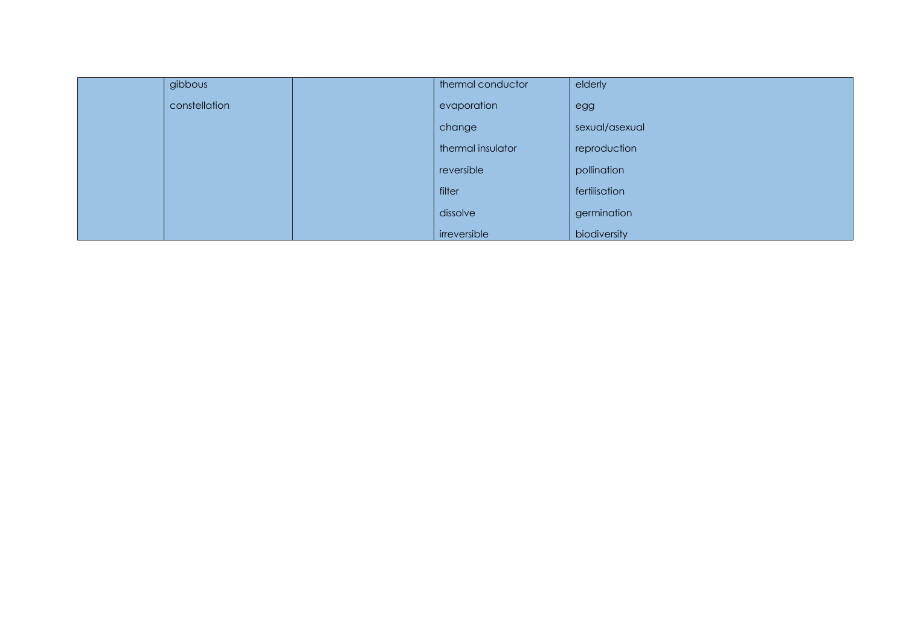| | | | | |
|---|---|---|---|---|
| | gibbous | | thermal conductor | elderly |
| | constellation | | evaporation | egg |
| | | | change | sexual/asexual |
| | | | thermal insulator | reproduction |
| | | | reversible | pollination |
| | | | filter | fertilisation |
| | | | dissolve | germination |
| | | | irreversible | biodiversity |